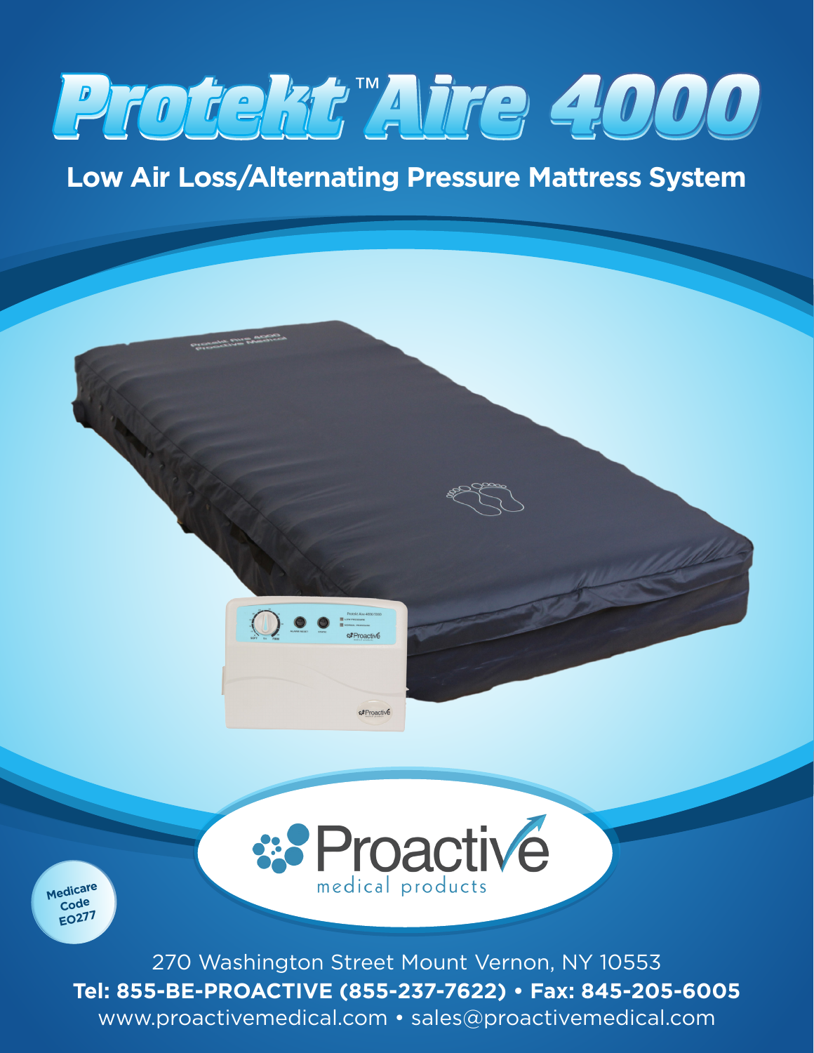# Protekt™ Aire 4000

## Low Air Loss/Alternating Pressure Mattress System

Proactive medical products

Medicare Code EO277

270 Washington Street Mount Vernon, NY 10553

**Tel: 855-BE-PROACTIVE (855-237-7622) • Fax: 845-205-6005**

www.proactivemedical.com • sales@proactivemedical.com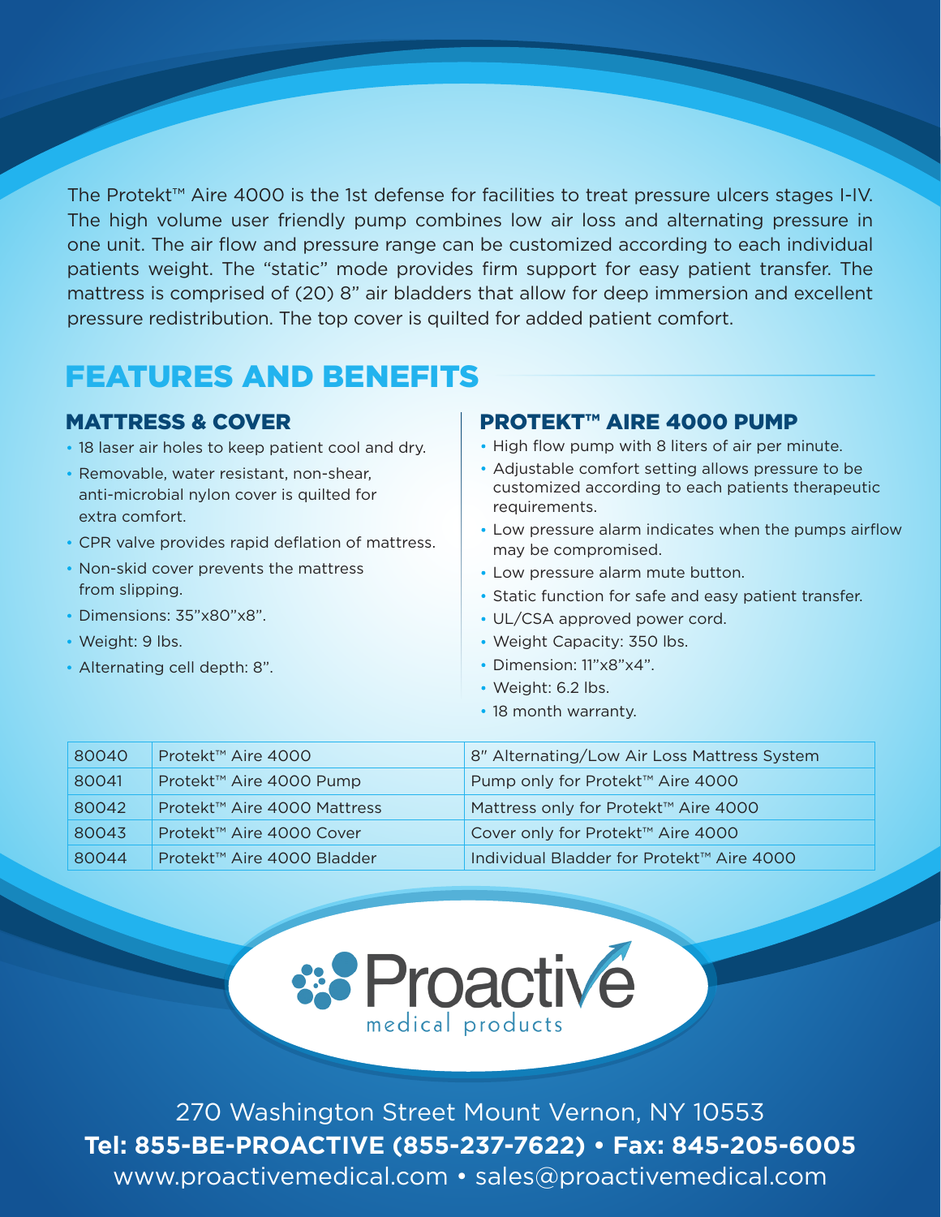The Protekt™ Aire 4000 is the 1st defense for facilities to treat pressure ulcers stages I-IV. The high volume user friendly pump combines low air loss and alternating pressure in one unit. The air flow and pressure range can be customized according to each individual patients weight. The "static" mode provides firm support for easy patient transfer. The mattress is comprised of (20) 8" air bladders that allow for deep immersion and excellent pressure redistribution. The top cover is quilted for added patient comfort.

# FEATURES AND BENEFITS

## MATTRESS & COVER

- 18 laser air holes to keep patient cool and dry.
- Removable, water resistant, non-shear, anti-microbial nylon cover is quilted for extra comfort.
- CPR valve provides rapid deflation of mattress.
- Non-skid cover prevents the mattress from slipping.
- Dimensions: 35"x80"x8".
- Weight: 9 lbs.
- Alternating cell depth: 8".

## PROTEKT™ AIRE 4000 PUMP

- High flow pump with 8 liters of air per minute.
- Adjustable comfort setting allows pressure to be customized according to each patients therapeutic requirements.
- Low pressure alarm indicates when the pumps airflow may be compromised.
- Low pressure alarm mute button.
- Static function for safe and easy patient transfer.
- UL/CSA approved power cord.
- Weight Capacity: 350 lbs.
- Dimension: 11"x8"x4".
- Weight: 6.2 lbs.
- 18 month warranty.

| | | |
|---|---|---|
| 80040 | Protekt™ Aire 4000 | 8" Alternating/Low Air Loss Mattress System |
| 80041 | Protekt™ Aire 4000 Pump | Pump only for Protekt™ Aire 4000 |
| 80042 | Protekt™ Aire 4000 Mattress | Mattress only for Protekt™ Aire 4000 |
| 80043 | Protekt™ Aire 4000 Cover | Cover only for Protekt™ Aire 4000 |
| 80044 | Protekt™ Aire 4000 Bladder | Individual Bladder for Protekt™ Aire 4000 |

Proactive medical products

270 Washington Street Mount Vernon, NY 10553

**Tel: 855-BE-PROACTIVE (855-237-7622) • Fax: 845-205-6005**

www.proactivemedical.com • sales@proactivemedical.com